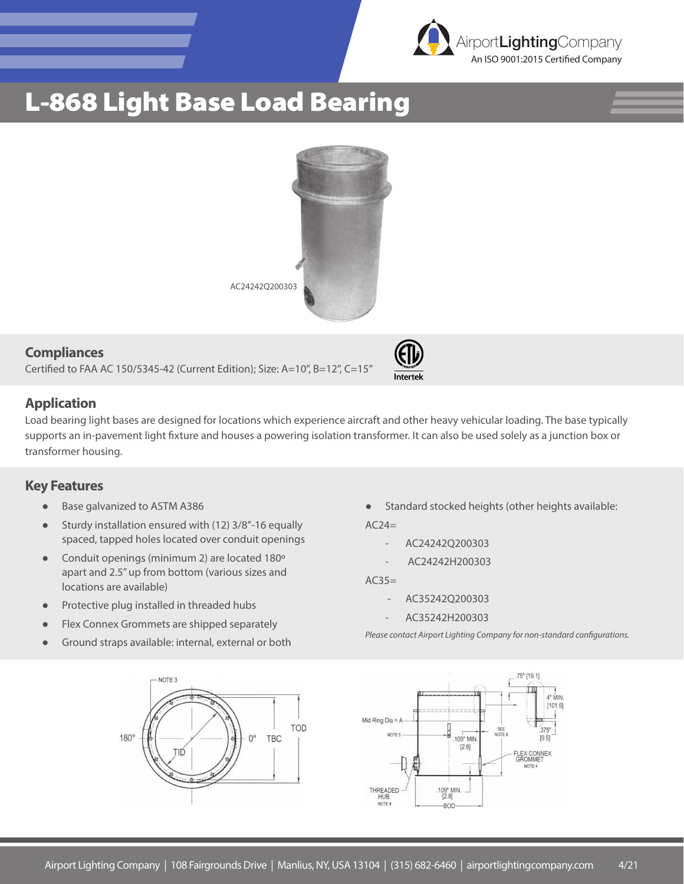# L-868 Light Base Load Bearing

AC24242Q200303

## Compliances

Certified to FAA AC 150/5345-42 (Current Edition); Size: A=10", B=12", C=15"

Intertek

## Application

Load bearing light bases are designed for locations which experience aircraft and other heavy vehicular loading. The base typically supports an in-pavement light fixture and houses a powering isolation transformer. It can also be used solely as a junction box or transformer housing.

## Key Features

- Base galvanized to ASTM A386
- Sturdy installation ensured with (12) 3/8"-16 equally spaced, tapped holes located over conduit openings
- Conduit openings (minimum 2) are located 180º apart and 2.5" up from bottom (various sizes and locations are available)
- Protective plug installed in threaded hubs
- Flex Connex Grommets are shipped separately
- Ground straps available: internal, external or both
- Standard stocked heights (other heights available:

AC24=

- AC24242Q200303
- AC24242H200303

AC35=

- AC35242Q200303
- AC35242H200303

*Please contact Airport Lighting Company for non-standard configurations.*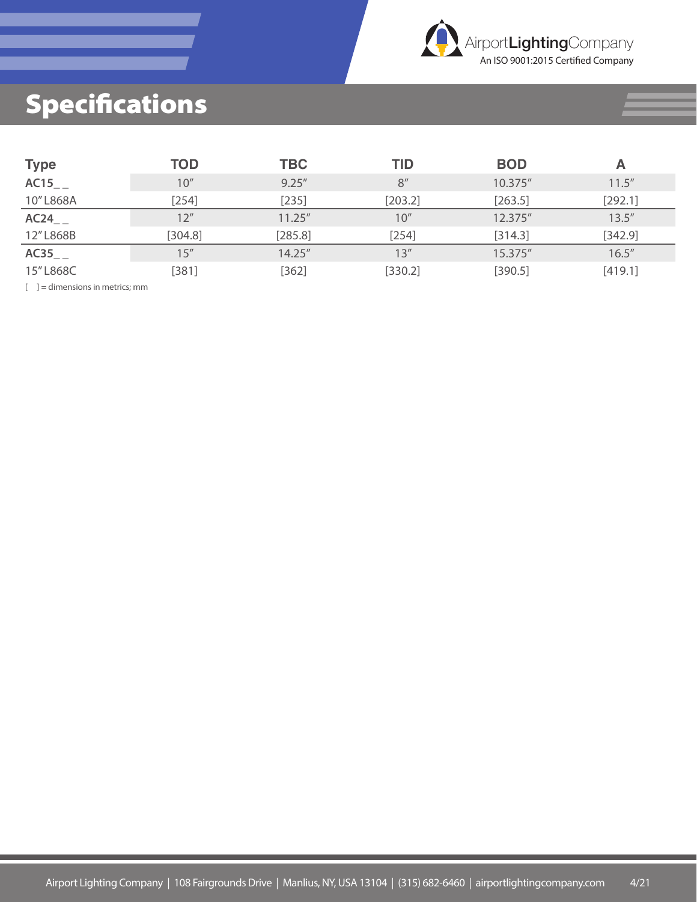# Specifications

| Type | TOD | TBC | TID | BOD | A |
|---|---|---|---|---|---|
| **AC15_ _** | 10″ | 9.25″ | 8″ | 10.375″ | 11.5″ |
| 10″ L868A | [254] | [235] | [203.2] | [263.5] | [292.1] |
| **AC24_ _** | 12″ | 11.25″ | 10″ | 12.375″ | 13.5″ |
| 12″ L868B | [304.8] | [285.8] | [254] | [314.3] | [342.9] |
| **AC35_ _** | 15″ | 14.25″ | 13″ | 15.375″ | 16.5″ |
| 15″ L868C | [381] | [362] | [330.2] | [390.5] | [419.1] |

[ ] = dimensions in metrics; mm